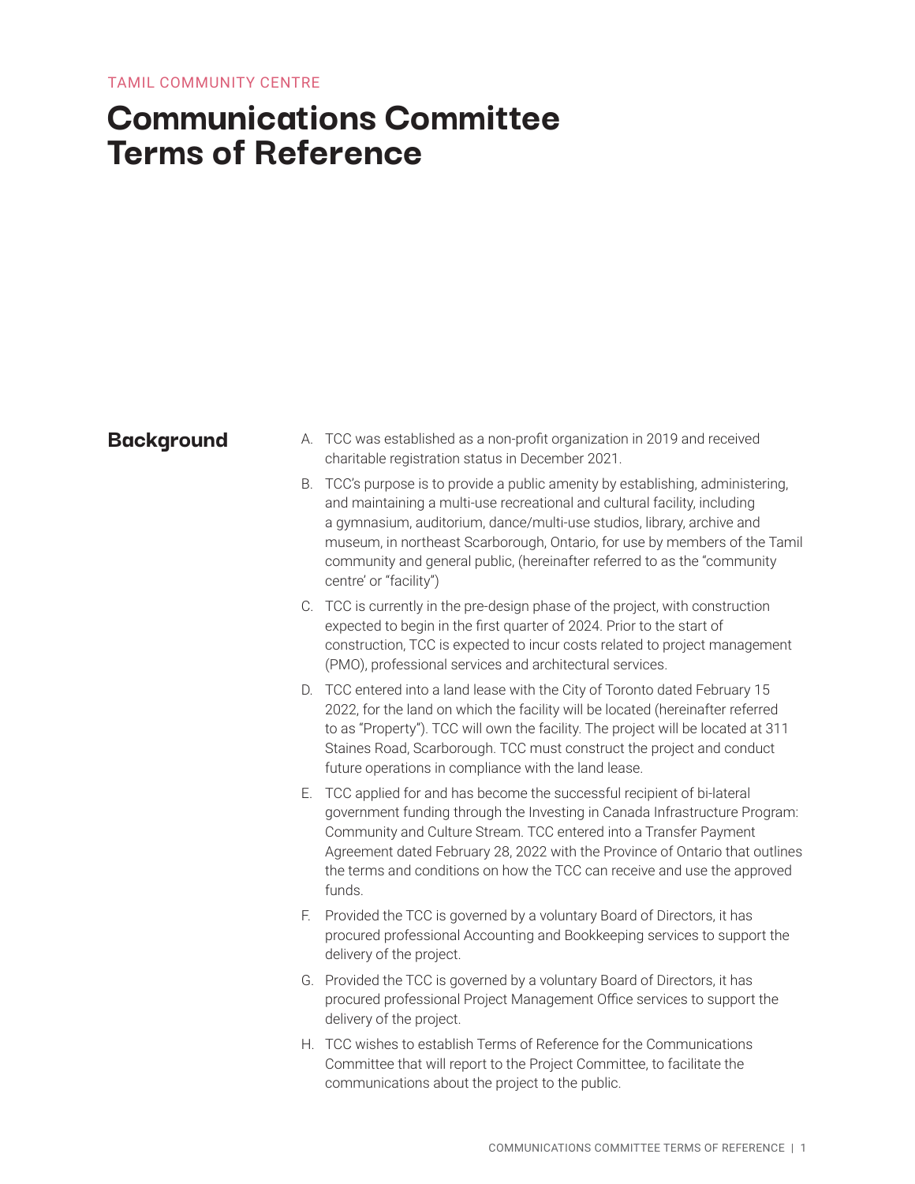TAMIL COMMUNITY CENTRE

# Communications Committee Terms of Reference

## Background

A. TCC was established as a non-profit organization in 2019 and received charitable registration status in December 2021.

B. TCC's purpose is to provide a public amenity by establishing, administering, and maintaining a multi-use recreational and cultural facility, including a gymnasium, auditorium, dance/multi-use studios, library, archive and museum, in northeast Scarborough, Ontario, for use by members of the Tamil community and general public, (hereinafter referred to as the "community centre' or "facility")

C. TCC is currently in the pre-design phase of the project, with construction expected to begin in the first quarter of 2024. Prior to the start of construction, TCC is expected to incur costs related to project management (PMO), professional services and architectural services.

D. TCC entered into a land lease with the City of Toronto dated February 15 2022, for the land on which the facility will be located (hereinafter referred to as "Property"). TCC will own the facility. The project will be located at 311 Staines Road, Scarborough. TCC must construct the project and conduct future operations in compliance with the land lease.

E. TCC applied for and has become the successful recipient of bi-lateral government funding through the Investing in Canada Infrastructure Program: Community and Culture Stream. TCC entered into a Transfer Payment Agreement dated February 28, 2022 with the Province of Ontario that outlines the terms and conditions on how the TCC can receive and use the approved funds.

F. Provided the TCC is governed by a voluntary Board of Directors, it has procured professional Accounting and Bookkeeping services to support the delivery of the project.

G. Provided the TCC is governed by a voluntary Board of Directors, it has procured professional Project Management Office services to support the delivery of the project.

H. TCC wishes to establish Terms of Reference for the Communications Committee that will report to the Project Committee, to facilitate the communications about the project to the public.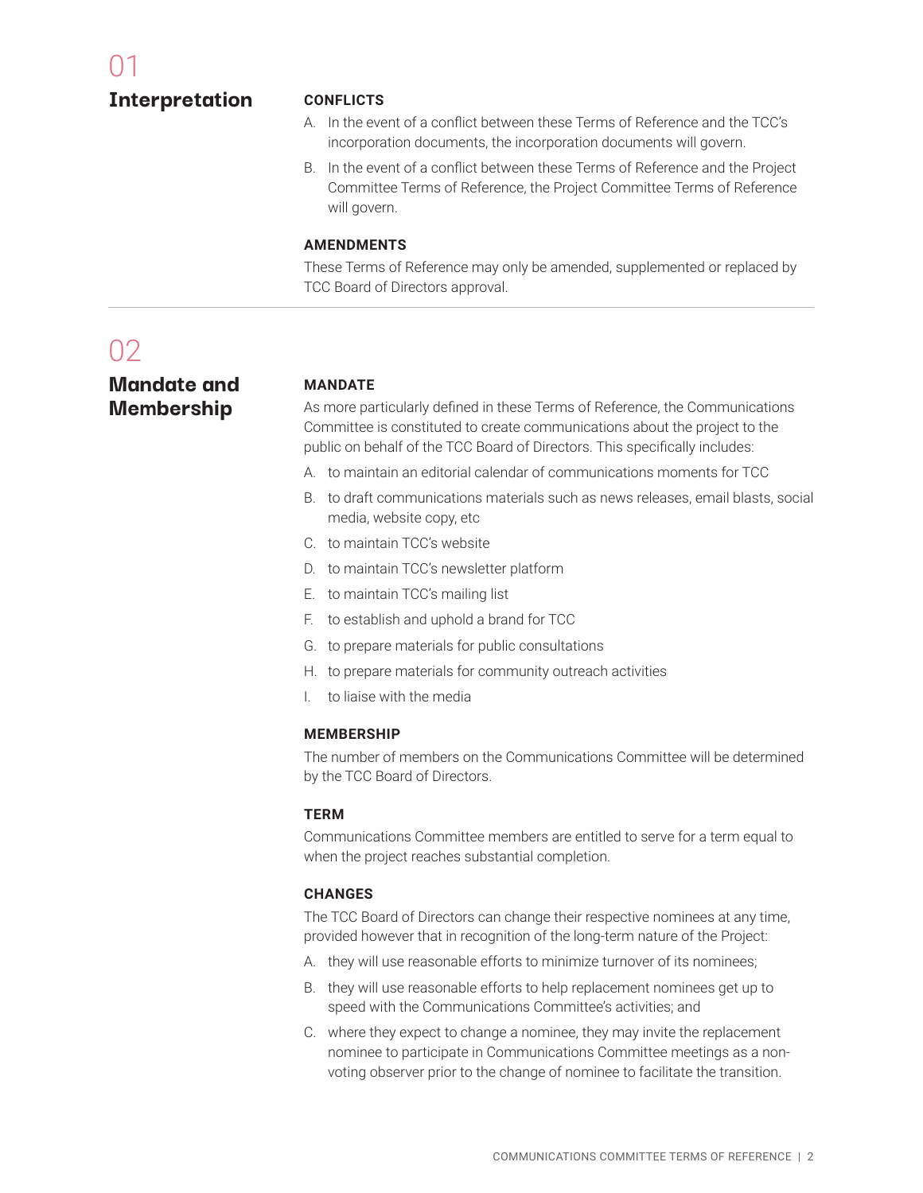## 01 Interpretation

### CONFLICTS

A. In the event of a conflict between these Terms of Reference and the TCC's incorporation documents, the incorporation documents will govern.

B. In the event of a conflict between these Terms of Reference and the Project Committee Terms of Reference, the Project Committee Terms of Reference will govern.

### AMENDMENTS

These Terms of Reference may only be amended, supplemented or replaced by TCC Board of Directors approval.

## 02 Mandate and Membership

### MANDATE

As more particularly defined in these Terms of Reference, the Communications Committee is constituted to create communications about the project to the public on behalf of the TCC Board of Directors. This specifically includes:

A. to maintain an editorial calendar of communications moments for TCC

B. to draft communications materials such as news releases, email blasts, social media, website copy, etc

C. to maintain TCC's website

D. to maintain TCC's newsletter platform

E. to maintain TCC's mailing list

F. to establish and uphold a brand for TCC

G. to prepare materials for public consultations

H. to prepare materials for community outreach activities

I. to liaise with the media

### MEMBERSHIP

The number of members on the Communications Committee will be determined by the TCC Board of Directors.

### TERM

Communications Committee members are entitled to serve for a term equal to when the project reaches substantial completion.

### CHANGES

The TCC Board of Directors can change their respective nominees at any time, provided however that in recognition of the long-term nature of the Project:

A. they will use reasonable efforts to minimize turnover of its nominees;

B. they will use reasonable efforts to help replacement nominees get up to speed with the Communications Committee's activities; and

C. where they expect to change a nominee, they may invite the replacement nominee to participate in Communications Committee meetings as a non-voting observer prior to the change of nominee to facilitate the transition.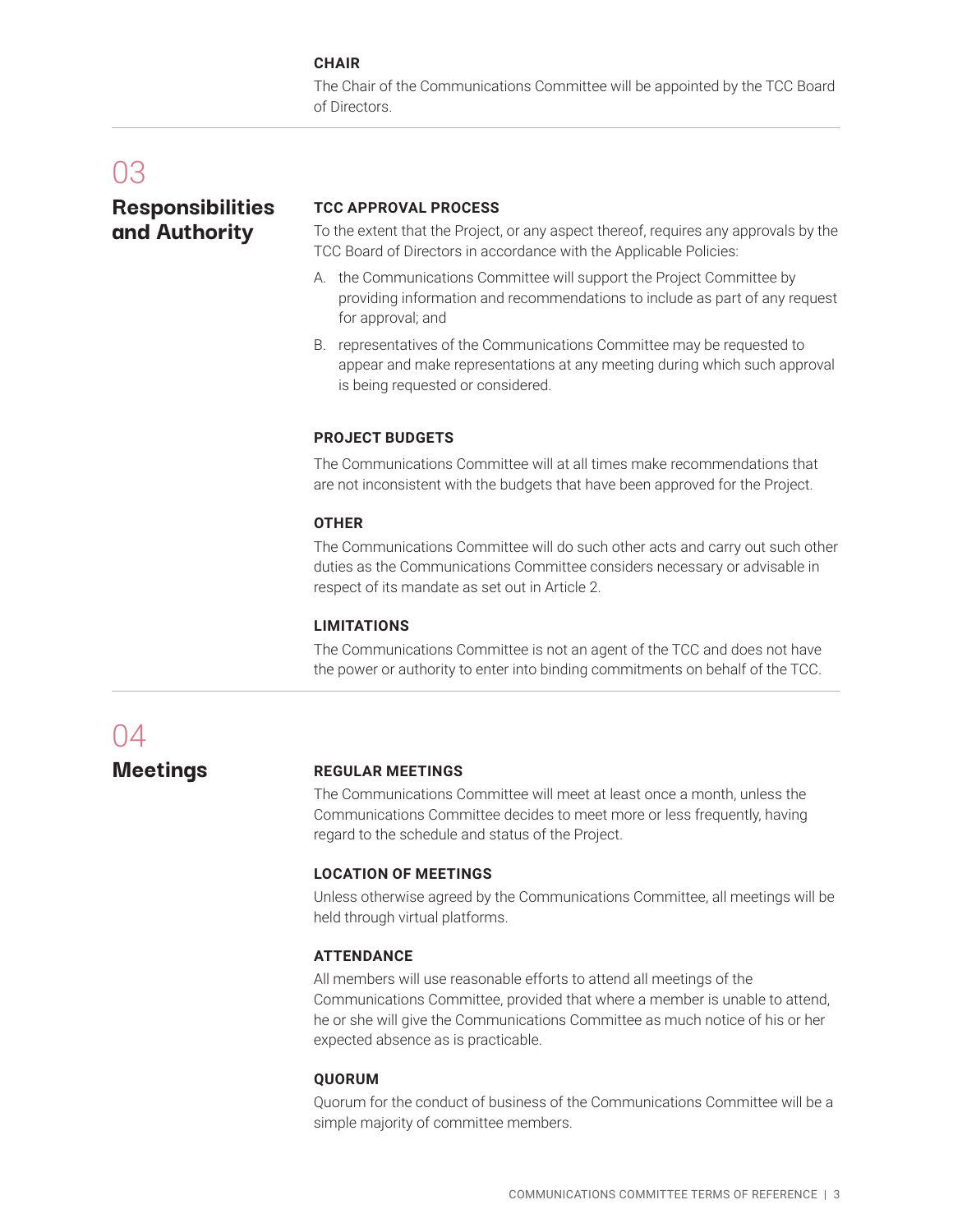### CHAIR

The Chair of the Communications Committee will be appointed by the TCC Board of Directors.

## 03 Responsibilities and Authority

### TCC APPROVAL PROCESS

To the extent that the Project, or any aspect thereof, requires any approvals by the TCC Board of Directors in accordance with the Applicable Policies:

A. the Communications Committee will support the Project Committee by providing information and recommendations to include as part of any request for approval; and

B. representatives of the Communications Committee may be requested to appear and make representations at any meeting during which such approval is being requested or considered.

### PROJECT BUDGETS

The Communications Committee will at all times make recommendations that are not inconsistent with the budgets that have been approved for the Project.

### OTHER

The Communications Committee will do such other acts and carry out such other duties as the Communications Committee considers necessary or advisable in respect of its mandate as set out in Article 2.

### LIMITATIONS

The Communications Committee is not an agent of the TCC and does not have the power or authority to enter into binding commitments on behalf of the TCC.

## 04 Meetings

### REGULAR MEETINGS

The Communications Committee will meet at least once a month, unless the Communications Committee decides to meet more or less frequently, having regard to the schedule and status of the Project.

### LOCATION OF MEETINGS

Unless otherwise agreed by the Communications Committee, all meetings will be held through virtual platforms.

### ATTENDANCE

All members will use reasonable efforts to attend all meetings of the Communications Committee, provided that where a member is unable to attend, he or she will give the Communications Committee as much notice of his or her expected absence as is practicable.

### QUORUM

Quorum for the conduct of business of the Communications Committee will be a simple majority of committee members.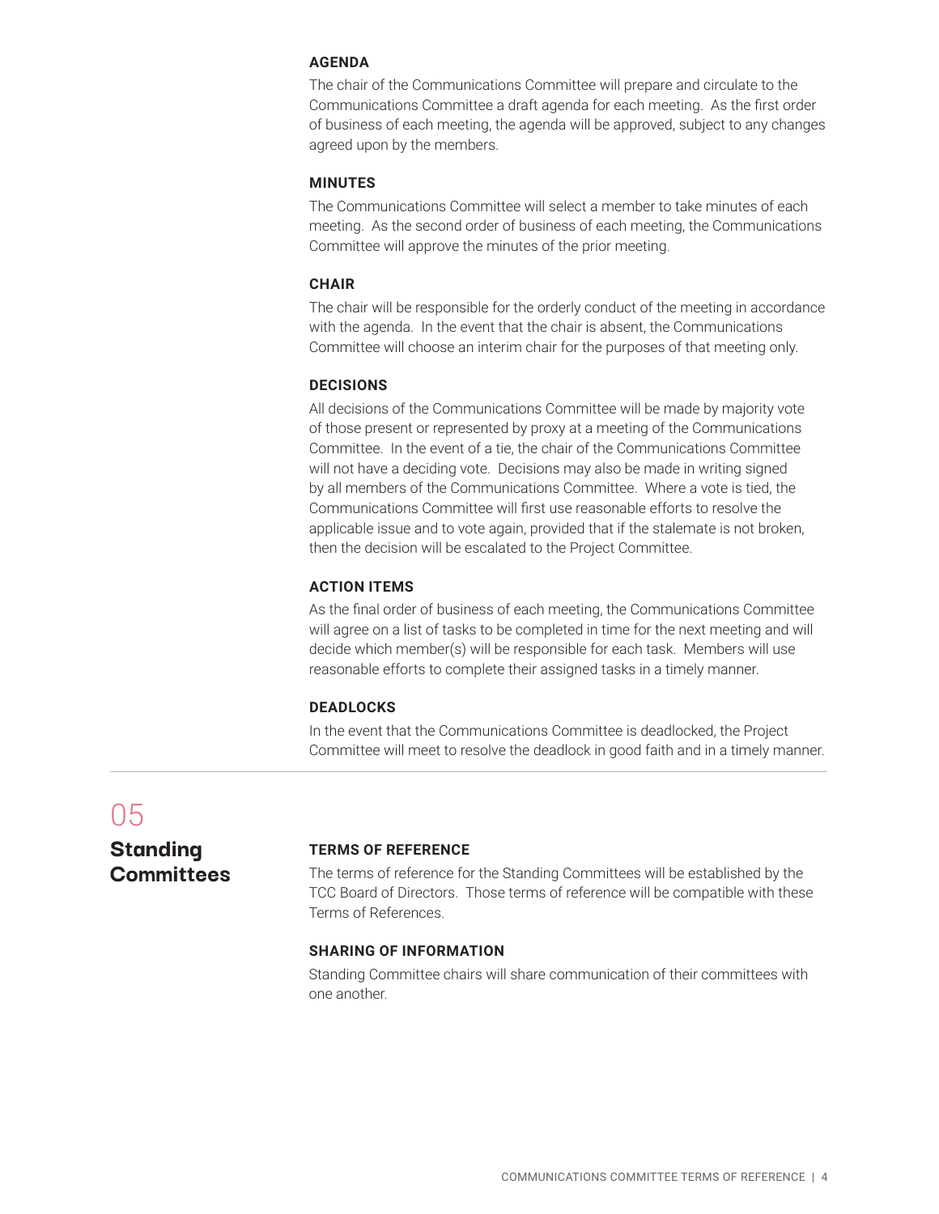#### AGENDA

The chair of the Communications Committee will prepare and circulate to the Communications Committee a draft agenda for each meeting. As the first order of business of each meeting, the agenda will be approved, subject to any changes agreed upon by the members.

#### MINUTES

The Communications Committee will select a member to take minutes of each meeting. As the second order of business of each meeting, the Communications Committee will approve the minutes of the prior meeting.

#### CHAIR

The chair will be responsible for the orderly conduct of the meeting in accordance with the agenda. In the event that the chair is absent, the Communications Committee will choose an interim chair for the purposes of that meeting only.

#### DECISIONS

All decisions of the Communications Committee will be made by majority vote of those present or represented by proxy at a meeting of the Communications Committee. In the event of a tie, the chair of the Communications Committee will not have a deciding vote. Decisions may also be made in writing signed by all members of the Communications Committee. Where a vote is tied, the Communications Committee will first use reasonable efforts to resolve the applicable issue and to vote again, provided that if the stalemate is not broken, then the decision will be escalated to the Project Committee.

#### ACTION ITEMS

As the final order of business of each meeting, the Communications Committee will agree on a list of tasks to be completed in time for the next meeting and will decide which member(s) will be responsible for each task. Members will use reasonable efforts to complete their assigned tasks in a timely manner.

#### DEADLOCKS

In the event that the Communications Committee is deadlocked, the Project Committee will meet to resolve the deadlock in good faith and in a timely manner.

---

## 05 Standing Committees

#### TERMS OF REFERENCE

The terms of reference for the Standing Committees will be established by the TCC Board of Directors. Those terms of reference will be compatible with these Terms of References.

#### SHARING OF INFORMATION

Standing Committee chairs will share communication of their committees with one another.